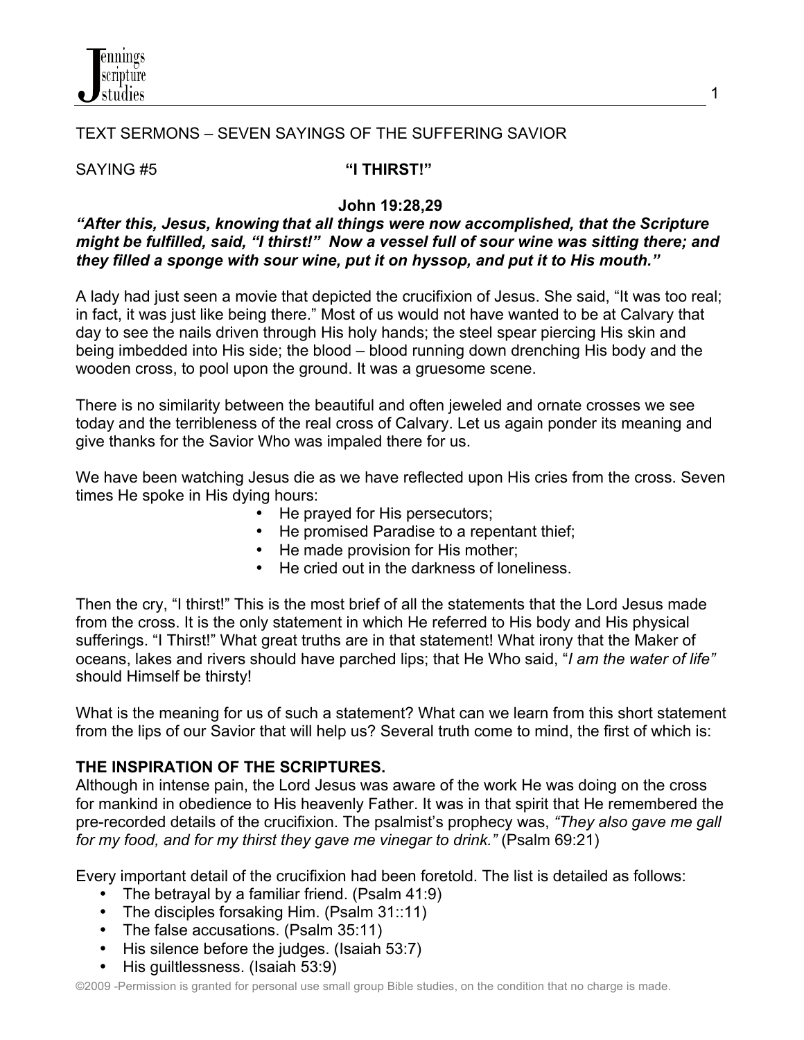TEXT SERMONS – SEVEN SAYINGS OF THE SUFFERING SAVIOR

SAYING #5 **"I THIRST!"**

**John 19:28,29**

***"After this, Jesus, knowing that all things were now accomplished, that the Scripture might be fulfilled, said, "I thirst!" Now a vessel full of sour wine was sitting there; and they filled a sponge with sour wine, put it on hyssop, and put it to His mouth."***

A lady had just seen a movie that depicted the crucifixion of Jesus. She said, "It was too real; in fact, it was just like being there." Most of us would not have wanted to be at Calvary that day to see the nails driven through His holy hands; the steel spear piercing His skin and being imbedded into His side; the blood – blood running down drenching His body and the wooden cross, to pool upon the ground. It was a gruesome scene.

There is no similarity between the beautiful and often jeweled and ornate crosses we see today and the terribleness of the real cross of Calvary. Let us again ponder its meaning and give thanks for the Savior Who was impaled there for us.

We have been watching Jesus die as we have reflected upon His cries from the cross. Seven times He spoke in His dying hours:

- He prayed for His persecutors;
- He promised Paradise to a repentant thief;
- He made provision for His mother;
- He cried out in the darkness of loneliness.

Then the cry, "I thirst!" This is the most brief of all the statements that the Lord Jesus made from the cross. It is the only statement in which He referred to His body and His physical sufferings. "I Thirst!" What great truths are in that statement! What irony that the Maker of oceans, lakes and rivers should have parched lips; that He Who said, "*I am the water of life"* should Himself be thirsty!

What is the meaning for us of such a statement? What can we learn from this short statement from the lips of our Savior that will help us? Several truth come to mind, the first of which is:

**THE INSPIRATION OF THE SCRIPTURES.**

Although in intense pain, the Lord Jesus was aware of the work He was doing on the cross for mankind in obedience to His heavenly Father. It was in that spirit that He remembered the pre-recorded details of the crucifixion. The psalmist's prophecy was, *"They also gave me gall for my food, and for my thirst they gave me vinegar to drink."* (Psalm 69:21)

Every important detail of the crucifixion had been foretold. The list is detailed as follows:

- The betrayal by a familiar friend. (Psalm 41:9)
- The disciples forsaking Him. (Psalm 31::11)
- The false accusations. (Psalm 35:11)
- His silence before the judges. (Isaiah 53:7)
- His guiltlessness. (Isaiah 53:9)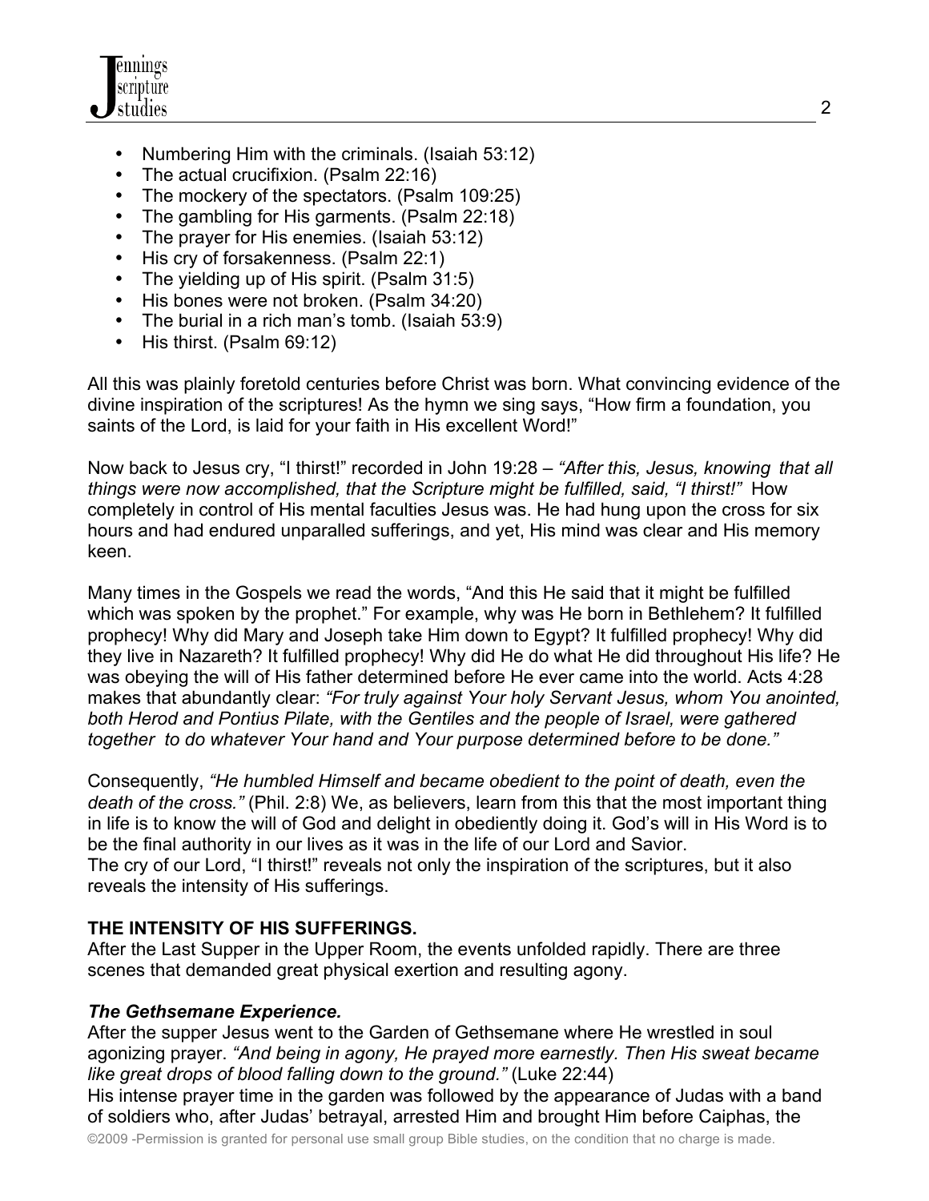- Numbering Him with the criminals. (Isaiah 53:12)
- The actual crucifixion. (Psalm 22:16)
- The mockery of the spectators. (Psalm 109:25)
- The gambling for His garments. (Psalm 22:18)
- The prayer for His enemies. (Isaiah 53:12)
- His cry of forsakenness. (Psalm 22:1)
- The yielding up of His spirit. (Psalm 31:5)
- His bones were not broken. (Psalm 34:20)
- The burial in a rich man's tomb. (Isaiah 53:9)
- His thirst. (Psalm 69:12)

All this was plainly foretold centuries before Christ was born. What convincing evidence of the divine inspiration of the scriptures! As the hymn we sing says, "How firm a foundation, you saints of the Lord, is laid for your faith in His excellent Word!"

Now back to Jesus cry, "I thirst!" recorded in John 19:28 – *"After this, Jesus, knowing that all things were now accomplished, that the Scripture might be fulfilled, said, "I thirst!"* How completely in control of His mental faculties Jesus was. He had hung upon the cross for six hours and had endured unparalled sufferings, and yet, His mind was clear and His memory keen.

Many times in the Gospels we read the words, "And this He said that it might be fulfilled which was spoken by the prophet." For example, why was He born in Bethlehem? It fulfilled prophecy! Why did Mary and Joseph take Him down to Egypt? It fulfilled prophecy! Why did they live in Nazareth? It fulfilled prophecy! Why did He do what He did throughout His life? He was obeying the will of His father determined before He ever came into the world. Acts 4:28 makes that abundantly clear: *"For truly against Your holy Servant Jesus, whom You anointed, both Herod and Pontius Pilate, with the Gentiles and the people of Israel, were gathered together to do whatever Your hand and Your purpose determined before to be done."*

Consequently, *"He humbled Himself and became obedient to the point of death, even the death of the cross."* (Phil. 2:8) We, as believers, learn from this that the most important thing in life is to know the will of God and delight in obediently doing it. God's will in His Word is to be the final authority in our lives as it was in the life of our Lord and Savior.
The cry of our Lord, "I thirst!" reveals not only the inspiration of the scriptures, but it also reveals the intensity of His sufferings.

**THE INTENSITY OF HIS SUFFERINGS.**
After the Last Supper in the Upper Room, the events unfolded rapidly. There are three scenes that demanded great physical exertion and resulting agony.

***The Gethsemane Experience.***
After the supper Jesus went to the Garden of Gethsemane where He wrestled in soul agonizing prayer. *"And being in agony, He prayed more earnestly. Then His sweat became like great drops of blood falling down to the ground."* (Luke 22:44)
His intense prayer time in the garden was followed by the appearance of Judas with a band of soldiers who, after Judas' betrayal, arrested Him and brought Him before Caiphas, the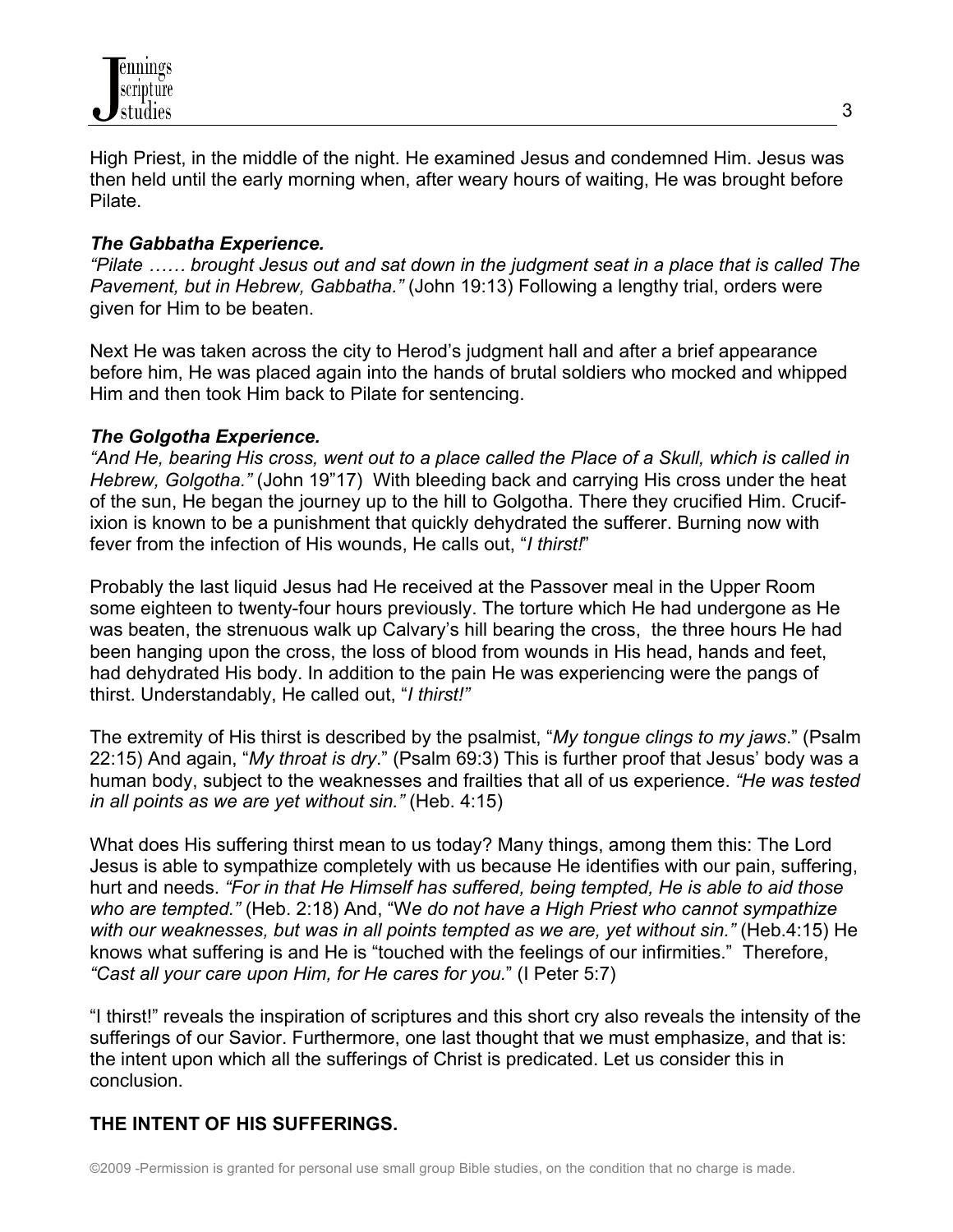High Priest, in the middle of the night. He examined Jesus and condemned Him. Jesus was then held until the early morning when, after weary hours of waiting, He was brought before Pilate.

***The Gabbatha Experience.***

*"Pilate …… brought Jesus out and sat down in the judgment seat in a place that is called The Pavement, but in Hebrew, Gabbatha."* (John 19:13) Following a lengthy trial, orders were given for Him to be beaten.

Next He was taken across the city to Herod's judgment hall and after a brief appearance before him, He was placed again into the hands of brutal soldiers who mocked and whipped Him and then took Him back to Pilate for sentencing.

***The Golgotha Experience.***

*"And He, bearing His cross, went out to a place called the Place of a Skull, which is called in Hebrew, Golgotha."* (John 19"17) With bleeding back and carrying His cross under the heat of the sun, He began the journey up to the hill to Golgotha. There they crucified Him. Crucifixion is known to be a punishment that quickly dehydrated the sufferer. Burning now with fever from the infection of His wounds, He calls out, "*I thirst!*"

Probably the last liquid Jesus had He received at the Passover meal in the Upper Room some eighteen to twenty-four hours previously. The torture which He had undergone as He was beaten, the strenuous walk up Calvary's hill bearing the cross, the three hours He had been hanging upon the cross, the loss of blood from wounds in His head, hands and feet, had dehydrated His body. In addition to the pain He was experiencing were the pangs of thirst. Understandably, He called out, "*I thirst!"*

The extremity of His thirst is described by the psalmist, "*My tongue clings to my jaws*." (Psalm 22:15) And again, "*My throat is dry*." (Psalm 69:3) This is further proof that Jesus' body was a human body, subject to the weaknesses and frailties that all of us experience. *"He was tested in all points as we are yet without sin."* (Heb. 4:15)

What does His suffering thirst mean to us today? Many things, among them this: The Lord Jesus is able to sympathize completely with us because He identifies with our pain, suffering, hurt and needs. *"For in that He Himself has suffered, being tempted, He is able to aid those who are tempted."* (Heb. 2:18) And, "W*e do not have a High Priest who cannot sympathize with our weaknesses, but was in all points tempted as we are, yet without sin."* (Heb.4:15) He knows what suffering is and He is "touched with the feelings of our infirmities." Therefore, *"Cast all your care upon Him, for He cares for you.*" (I Peter 5:7)

"I thirst!" reveals the inspiration of scriptures and this short cry also reveals the intensity of the sufferings of our Savior. Furthermore, one last thought that we must emphasize, and that is: the intent upon which all the sufferings of Christ is predicated. Let us consider this in conclusion.

## THE INTENT OF HIS SUFFERINGS.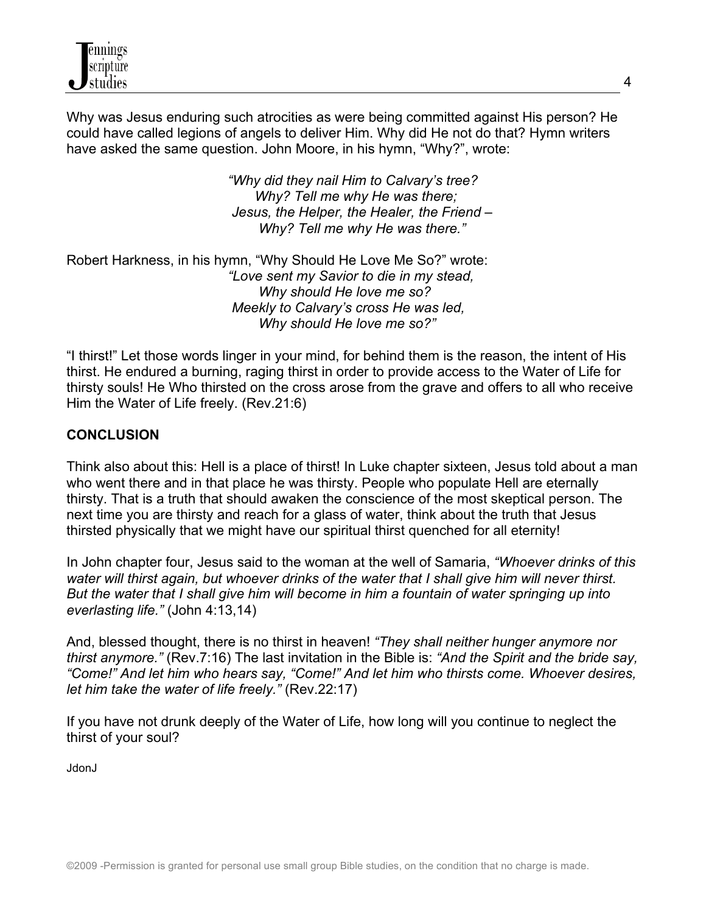Why was Jesus enduring such atrocities as were being committed against His person? He could have called legions of angels to deliver Him. Why did He not do that? Hymn writers have asked the same question. John Moore, in his hymn, "Why?", wrote:

*"Why did they nail Him to Calvary's tree?*
*Why? Tell me why He was there;*
*Jesus, the Helper, the Healer, the Friend –*
*Why? Tell me why He was there."*

Robert Harkness, in his hymn, "Why Should He Love Me So?" wrote:

*"Love sent my Savior to die in my stead,*
*Why should He love me so?*
*Meekly to Calvary's cross He was led,*
*Why should He love me so?"*

"I thirst!" Let those words linger in your mind, for behind them is the reason, the intent of His thirst. He endured a burning, raging thirst in order to provide access to the Water of Life for thirsty souls! He Who thirsted on the cross arose from the grave and offers to all who receive Him the Water of Life freely. (Rev.21:6)

**CONCLUSION**

Think also about this: Hell is a place of thirst! In Luke chapter sixteen, Jesus told about a man who went there and in that place he was thirsty. People who populate Hell are eternally thirsty. That is a truth that should awaken the conscience of the most skeptical person. The next time you are thirsty and reach for a glass of water, think about the truth that Jesus thirsted physically that we might have our spiritual thirst quenched for all eternity!

In John chapter four, Jesus said to the woman at the well of Samaria, *"Whoever drinks of this water will thirst again, but whoever drinks of the water that I shall give him will never thirst. But the water that I shall give him will become in him a fountain of water springing up into everlasting life."* (John 4:13,14)

And, blessed thought, there is no thirst in heaven! *"They shall neither hunger anymore nor thirst anymore."* (Rev.7:16) The last invitation in the Bible is: *"And the Spirit and the bride say, "Come!" And let him who hears say, "Come!" And let him who thirsts come. Whoever desires, let him take the water of life freely."* (Rev.22:17)

If you have not drunk deeply of the Water of Life, how long will you continue to neglect the thirst of your soul?

JdonJ

©2009 -Permission is granted for personal use small group Bible studies, on the condition that no charge is made.